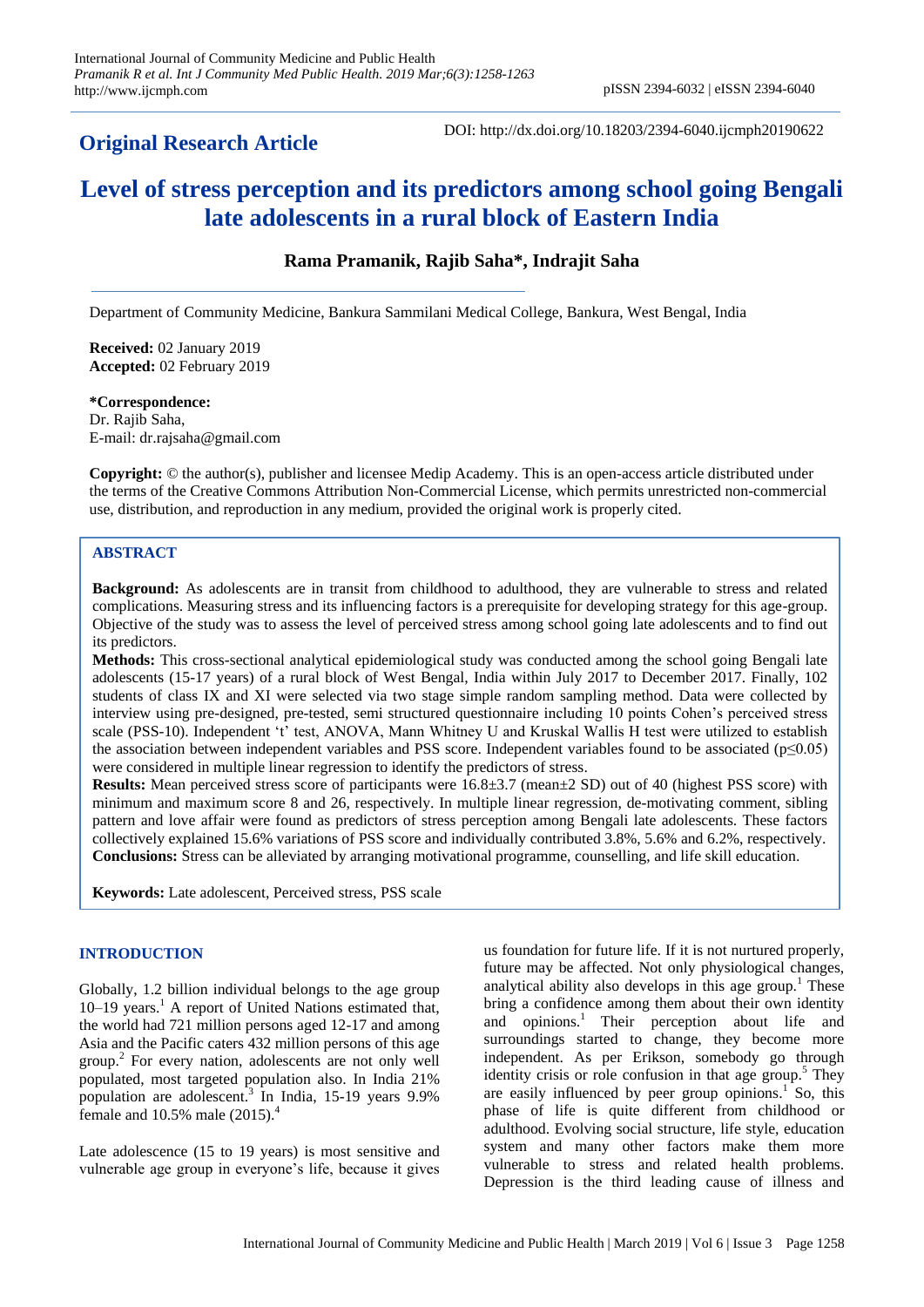## Original Research Article

DOI: http://dx.doi.org/10.18203/2394-6040.ijcmph20190622

# Level of stress perception and its predictors among school going Bengali late adolescents in a rural block of Eastern India

**Rama Pramanik, Rajib Saha\*, Indrajit Saha**

Department of Community Medicine, Bankura Sammilani Medical College, Bankura, West Bengal, India

**Received:** 02 January 2019
**Accepted:** 02 February 2019

**\*Correspondence:**
Dr. Rajib Saha,
E-mail: dr.rajsaha@gmail.com

**Copyright:** © the author(s), publisher and licensee Medip Academy. This is an open-access article distributed under the terms of the Creative Commons Attribution Non-Commercial License, which permits unrestricted non-commercial use, distribution, and reproduction in any medium, provided the original work is properly cited.

## ABSTRACT

**Background:** As adolescents are in transit from childhood to adulthood, they are vulnerable to stress and related complications. Measuring stress and its influencing factors is a prerequisite for developing strategy for this age-group. Objective of the study was to assess the level of perceived stress among school going late adolescents and to find out its predictors.

**Methods:** This cross-sectional analytical epidemiological study was conducted among the school going Bengali late adolescents (15-17 years) of a rural block of West Bengal, India within July 2017 to December 2017. Finally, 102 students of class IX and XI were selected via two stage simple random sampling method. Data were collected by interview using pre-designed, pre-tested, semi structured questionnaire including 10 points Cohen's perceived stress scale (PSS-10). Independent 't' test, ANOVA, Mann Whitney U and Kruskal Wallis H test were utilized to establish the association between independent variables and PSS score. Independent variables found to be associated ($p \leq 0.05$) were considered in multiple linear regression to identify the predictors of stress.

**Results:** Mean perceived stress score of participants were 16.8±3.7 (mean±2 SD) out of 40 (highest PSS score) with minimum and maximum score 8 and 26, respectively. In multiple linear regression, de-motivating comment, sibling pattern and love affair were found as predictors of stress perception among Bengali late adolescents. These factors collectively explained 15.6% variations of PSS score and individually contributed 3.8%, 5.6% and 6.2%, respectively.

**Conclusions:** Stress can be alleviated by arranging motivational programme, counselling, and life skill education.

**Keywords:** Late adolescent, Perceived stress, PSS scale

## INTRODUCTION

Globally, 1.2 billion individual belongs to the age group 10–19 years.[1] A report of United Nations estimated that, the world had 721 million persons aged 12-17 and among Asia and the Pacific caters 432 million persons of this age group.[2] For every nation, adolescents are not only well populated, most targeted population also. In India 21% population are adolescent.[3] In India, 15-19 years 9.9% female and 10.5% male (2015).[4]

Late adolescence (15 to 19 years) is most sensitive and vulnerable age group in everyone's life, because it gives us foundation for future life. If it is not nurtured properly, future may be affected. Not only physiological changes, analytical ability also develops in this age group.[1] These bring a confidence among them about their own identity and opinions.[1] Their perception about life and surroundings started to change, they become more independent. As per Erikson, somebody go through identity crisis or role confusion in that age group.[5] They are easily influenced by peer group opinions.[1] So, this phase of life is quite different from childhood or adulthood. Evolving social structure, life style, education system and many other factors make them more vulnerable to stress and related health problems. Depression is the third leading cause of illness and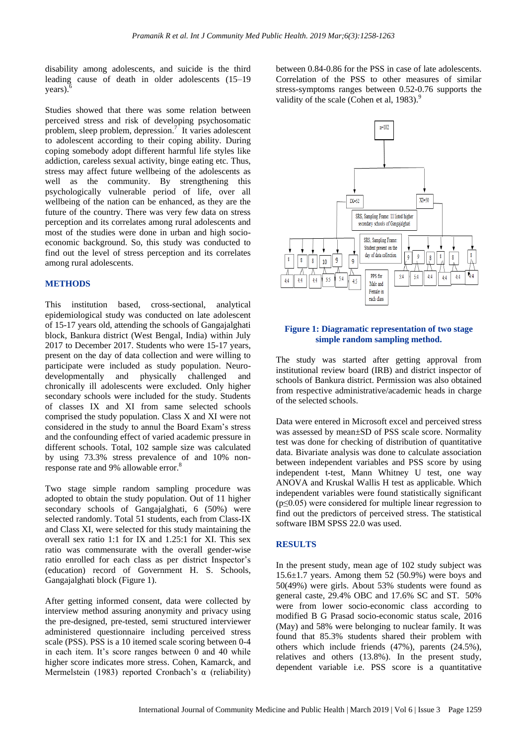disability among adolescents, and suicide is the third leading cause of death in older adolescents (15–19 years).[6]

Studies showed that there was some relation between perceived stress and risk of developing psychosomatic problem, sleep problem, depression.[7] It varies adolescent to adolescent according to their coping ability. During coping somebody adopt different harmful life styles like addiction, careless sexual activity, binge eating etc. Thus, stress may affect future wellbeing of the adolescents as well as the community. By strengthening this psychologically vulnerable period of life, over all wellbeing of the nation can be enhanced, as they are the future of the country. There was very few data on stress perception and its correlates among rural adolescents and most of the studies were done in urban and high socio-economic background. So, this study was conducted to find out the level of stress perception and its correlates among rural adolescents.

## METHODS

This institution based, cross-sectional, analytical epidemiological study was conducted on late adolescent of 15-17 years old, attending the schools of Gangajalghati block, Bankura district (West Bengal, India) within July 2017 to December 2017. Students who were 15-17 years, present on the day of data collection and were willing to participate were included as study population. Neuro-developmentally and physically challenged and chronically ill adolescents were excluded. Only higher secondary schools were included for the study. Students of classes IX and XI from same selected schools comprised the study population. Class X and XI were not considered in the study to annul the Board Exam's stress and the confounding effect of varied academic pressure in different schools. Total, 102 sample size was calculated by using 73.3% stress prevalence of and 10% non-response rate and 9% allowable error.[8]

Two stage simple random sampling procedure was adopted to obtain the study population. Out of 11 higher secondary schools of Gangajalghati, 6 (50%) were selected randomly. Total 51 students, each from Class-IX and Class XI, were selected for this study maintaining the overall sex ratio 1:1 for IX and 1.25:1 for XI. This sex ratio was commensurate with the overall gender-wise ratio enrolled for each class as per district Inspector's (education) record of Government H. S. Schools, Gangajalghati block (Figure 1).

After getting informed consent, data were collected by interview method assuring anonymity and privacy using the pre-designed, pre-tested, semi structured interviewer administered questionnaire including perceived stress scale (PSS). PSS is a 10 itemed scale scoring between 0-4 in each item. It's score ranges between 0 and 40 while higher score indicates more stress. Cohen, Kamarck, and Mermelstein (1983) reported Cronbach's α (reliability) between 0.84-0.86 for the PSS in case of late adolescents. Correlation of the PSS to other measures of similar stress-symptoms ranges between 0.52-0.76 supports the validity of the scale (Cohen et al, 1983).[9]

**Figure 1: Diagramatic representation of two stage simple random sampling method.**

The study was started after getting approval from institutional review board (IRB) and district inspector of schools of Bankura district. Permission was also obtained from respective administrative/academic heads in charge of the selected schools.

Data were entered in Microsoft excel and perceived stress was assessed by mean±SD of PSS scale score. Normality test was done for checking of distribution of quantitative data. Bivariate analysis was done to calculate association between independent variables and PSS score by using independent t-test, Mann Whitney U test, one way ANOVA and Kruskal Wallis H test as applicable. Which independent variables were found statistically significant ($p \leq 0.05$) were considered for multiple linear regression to find out the predictors of perceived stress. The statistical software IBM SPSS 22.0 was used.

## RESULTS

In the present study, mean age of 102 study subject was 15.6±1.7 years. Among them 52 (50.9%) were boys and 50(49%) were girls. About 53% students were found as general caste, 29.4% OBC and 17.6% SC and ST. 50% were from lower socio-economic class according to modified B G Prasad socio-economic status scale, 2016 (May) and 58% were belonging to nuclear family. It was found that 85.3% students shared their problem with others which include friends (47%), parents (24.5%), relatives and others (13.8%). In the present study, dependent variable i.e. PSS score is a quantitative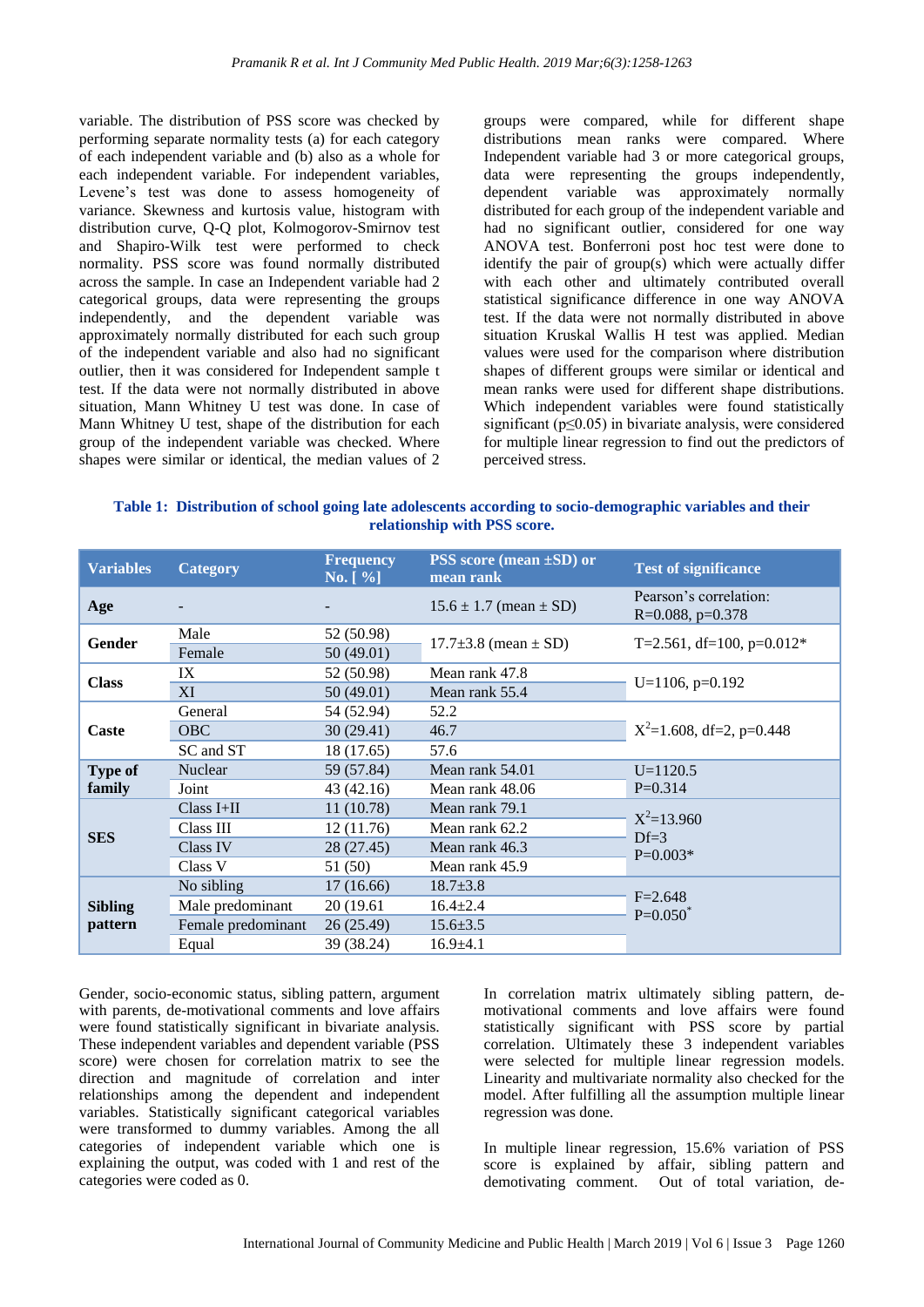variable. The distribution of PSS score was checked by performing separate normality tests (a) for each category of each independent variable and (b) also as a whole for each independent variable. For independent variables, Levene's test was done to assess homogeneity of variance. Skewness and kurtosis value, histogram with distribution curve, Q-Q plot, Kolmogorov-Smirnov test and Shapiro-Wilk test were performed to check normality. PSS score was found normally distributed across the sample. In case an Independent variable had 2 categorical groups, data were representing the groups independently, and the dependent variable was approximately normally distributed for each such group of the independent variable and also had no significant outlier, then it was considered for Independent sample t test. If the data were not normally distributed in above situation, Mann Whitney U test was done. In case of Mann Whitney U test, shape of the distribution for each group of the independent variable was checked. Where shapes were similar or identical, the median values of 2 groups were compared, while for different shape distributions mean ranks were compared. Where Independent variable had 3 or more categorical groups, data were representing the groups independently, dependent variable was approximately normally distributed for each group of the independent variable and had no significant outlier, considered for one way ANOVA test. Bonferroni post hoc test were done to identify the pair of group(s) which were actually differ with each other and ultimately contributed overall statistical significance difference in one way ANOVA test. If the data were not normally distributed in above situation Kruskal Wallis H test was applied. Median values were used for the comparison where distribution shapes of different groups were similar or identical and mean ranks were used for different shape distributions. Which independent variables were found statistically significant ($p \leq 0.05$) in bivariate analysis, were considered for multiple linear regression to find out the predictors of perceived stress.

**Table 1: Distribution of school going late adolescents according to socio-demographic variables and their relationship with PSS score.**

| Variables | Category | Frequency No. [ %] | PSS score (mean ±SD) or mean rank | Test of significance |
|---|---|---|---|---|
| **Age** | - | - | 15.6 ± 1.7 (mean ± SD) | Pearson's correlation: R=0.088, p=0.378 |
| **Gender** | Male | 52 (50.98) | 17.7±3.8 (mean ± SD) | T=2.561, df=100, p=0.012* |
| | Female | 50 (49.01) | | |
| **Class** | IX | 52 (50.98) | Mean rank 47.8 | U=1106, p=0.192 |
| | XI | 50 (49.01) | Mean rank 55.4 | |
| **Caste** | General | 54 (52.94) | 52.2 | $X^2$=1.608, df=2, p=0.448 |
| | OBC | 30 (29.41) | 46.7 | |
| | SC and ST | 18 (17.65) | 57.6 | |
| **Type of family** | Nuclear | 59 (57.84) | Mean rank 54.01 | U=1120.5 P=0.314 |
| | Joint | 43 (42.16) | Mean rank 48.06 | |
| **SES** | Class I+II | 11 (10.78) | Mean rank 79.1 | $X^2$=13.960 Df=3 P=0.003* |
| | Class III | 12 (11.76) | Mean rank 62.2 | |
| | Class IV | 28 (27.45) | Mean rank 46.3 | |
| | Class V | 51 (50) | Mean rank 45.9 | |
| **Sibling pattern** | No sibling | 17 (16.66) | 18.7±3.8 | F=2.648 P=0.050* |
| | Male predominant | 20 (19.61 | 16.4±2.4 | |
| | Female predominant | 26 (25.49) | 15.6±3.5 | |
| | Equal | 39 (38.24) | 16.9±4.1 | |

Gender, socio-economic status, sibling pattern, argument with parents, de-motivational comments and love affairs were found statistically significant in bivariate analysis. These independent variables and dependent variable (PSS score) were chosen for correlation matrix to see the direction and magnitude of correlation and inter relationships among the dependent and independent variables. Statistically significant categorical variables were transformed to dummy variables. Among the all categories of independent variable which one is explaining the output, was coded with 1 and rest of the categories were coded as 0.

In correlation matrix ultimately sibling pattern, de-motivational comments and love affairs were found statistically significant with PSS score by partial correlation. Ultimately these 3 independent variables were selected for multiple linear regression models. Linearity and multivariate normality also checked for the model. After fulfilling all the assumption multiple linear regression was done.

In multiple linear regression, 15.6% variation of PSS score is explained by affair, sibling pattern and demotivating comment. Out of total variation, de-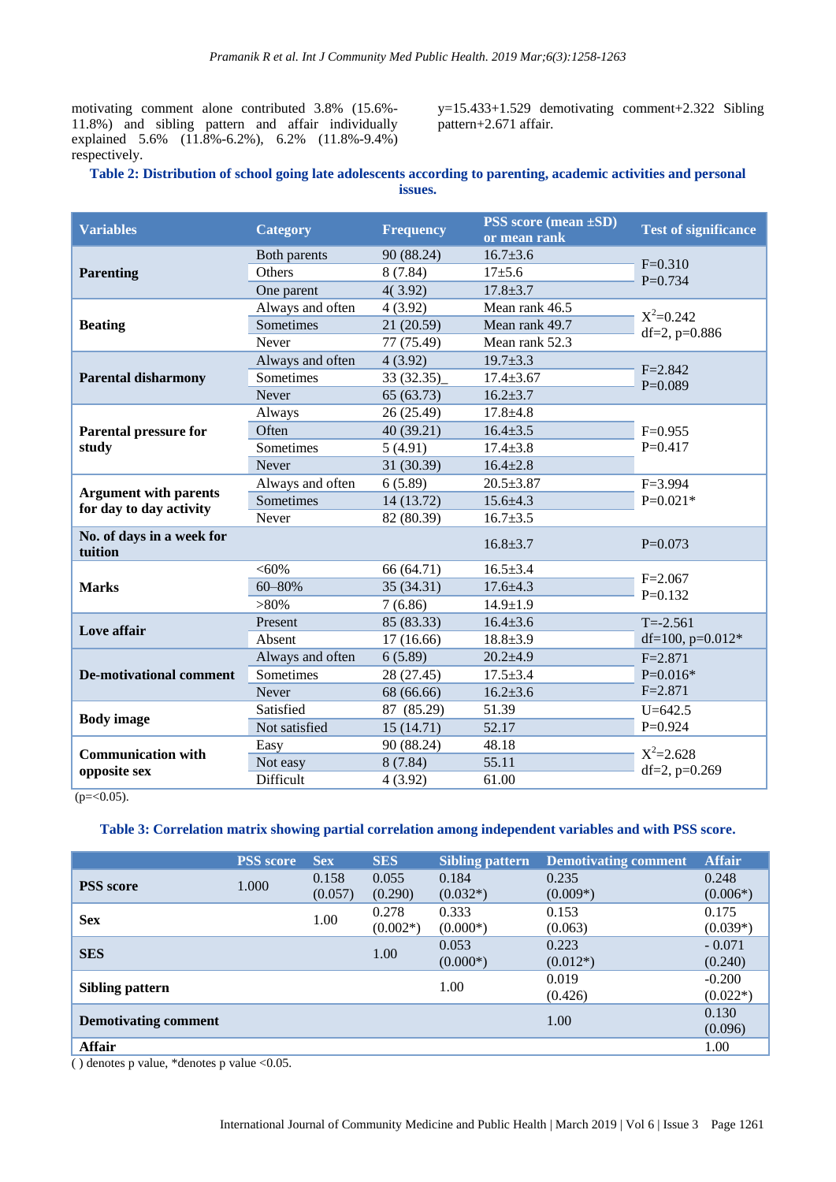motivating comment alone contributed 3.8% (15.6%-11.8%) and sibling pattern and affair individually explained 5.6% (11.8%-6.2%), 6.2% (11.8%-9.4%) respectively.

y=15.433+1.529 demotivating comment+2.322 Sibling pattern+2.671 affair.

**Table 2: Distribution of school going late adolescents according to parenting, academic activities and personal issues.**

| Variables | Category | Frequency | PSS score (mean ±SD) or mean rank | Test of significance |
|---|---|---|---|---|
| **Parenting** | Both parents | 90 (88.24) | 16.7±3.6 | F=0.310 P=0.734 |
| | Others | 8 (7.84) | 17±5.6 | |
| | One parent | 4( 3.92) | 17.8±3.7 | |
| **Beating** | Always and often | 4 (3.92) | Mean rank 46.5 | $X^2$=0.242 df=2, p=0.886 |
| | Sometimes | 21 (20.59) | Mean rank 49.7 | |
| | Never | 77 (75.49) | Mean rank 52.3 | |
| **Parental disharmony** | Always and often | 4 (3.92) | 19.7±3.3 | F=2.842 P=0.089 |
| | Sometimes | 33 (32.35)_ | 17.4±3.67 | |
| | Never | 65 (63.73) | 16.2±3.7 | |
| **Parental pressure for study** | Always | 26 (25.49) | 17.8±4.8 | F=0.955 P=0.417 |
| | Often | 40 (39.21) | 16.4±3.5 | |
| | Sometimes | 5 (4.91) | 17.4±3.8 | |
| | Never | 31 (30.39) | 16.4±2.8 | |
| **Argument with parents for day to day activity** | Always and often | 6 (5.89) | 20.5±3.87 | F=3.994 P=0.021* |
| | Sometimes | 14 (13.72) | 15.6±4.3 | |
| | Never | 82 (80.39) | 16.7±3.5 | |
| **No. of days in a week for tuition** | | | 16.8±3.7 | P=0.073 |
| **Marks** | <60% | 66 (64.71) | 16.5±3.4 | F=2.067 P=0.132 |
| | 60–80% | 35 (34.31) | 17.6±4.3 | |
| | >80% | 7 (6.86) | 14.9±1.9 | |
| **Love affair** | Present | 85 (83.33) | 16.4±3.6 | T=-2.561 df=100, p=0.012* |
| | Absent | 17 (16.66) | 18.8±3.9 | |
| **De-motivational comment** | Always and often | 6 (5.89) | 20.2±4.9 | F=2.871 P=0.016* F=2.871 |
| | Sometimes | 28 (27.45) | 17.5±3.4 | |
| | Never | 68 (66.66) | 16.2±3.6 | |
| **Body image** | Satisfied | 87 (85.29) | 51.39 | U=642.5 P=0.924 |
| | Not satisfied | 15 (14.71) | 52.17 | |
| **Communication with opposite sex** | Easy | 90 (88.24) | 48.18 | $X^2$=2.628 df=2, p=0.269 |
| | Not easy | 8 (7.84) | 55.11 | |
| | Difficult | 4 (3.92) | 61.00 | |

(p=<0.05).

**Table 3: Correlation matrix showing partial correlation among independent variables and with PSS score.**

| | PSS score | Sex | SES | Sibling pattern | Demotivating comment | Affair |
|---|---|---|---|---|---|---|
| **PSS score** | 1.000 | 0.158 (0.057) | 0.055 (0.290) | 0.184 (0.032*) | 0.235 (0.009*) | 0.248 (0.006*) |
| **Sex** | | 1.00 | 0.278 (0.002*) | 0.333 (0.000*) | 0.153 (0.063) | 0.175 (0.039*) |
| **SES** | | | 1.00 | 0.053 (0.000*) | 0.223 (0.012*) | - 0.071 (0.240) |
| **Sibling pattern** | | | | 1.00 | 0.019 (0.426) | -0.200 (0.022*) |
| **Demotivating comment** | | | | | 1.00 | 0.130 (0.096) |
| **Affair** | | | | | | 1.00 |

( ) denotes p value, *denotes p value <0.05.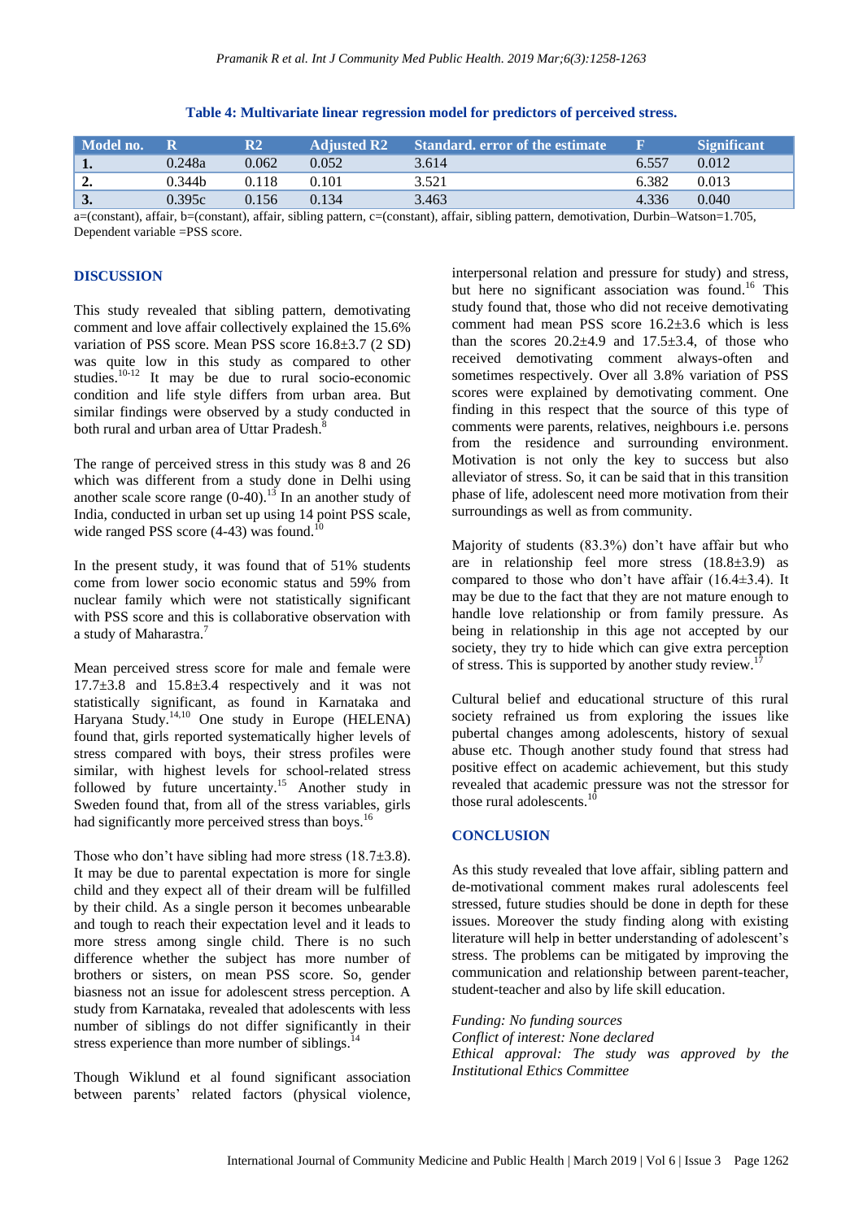**Table 4: Multivariate linear regression model for predictors of perceived stress.**

| Model no. | R | R2 | Adjusted R2 | Standard. error of the estimate | F | Significant |
|---|---|---|---|---|---|---|
| **1.** | 0.248a | 0.062 | 0.052 | 3.614 | 6.557 | 0.012 |
| **2.** | 0.344b | 0.118 | 0.101 | 3.521 | 6.382 | 0.013 |
| **3.** | 0.395c | 0.156 | 0.134 | 3.463 | 4.336 | 0.040 |

a=(constant), affair, b=(constant), affair, sibling pattern, c=(constant), affair, sibling pattern, demotivation, Durbin–Watson=1.705, Dependent variable =PSS score.

## DISCUSSION

This study revealed that sibling pattern, demotivating comment and love affair collectively explained the 15.6% variation of PSS score. Mean PSS score 16.8±3.7 (2 SD) was quite low in this study as compared to other studies.[10-12] It may be due to rural socio-economic condition and life style differs from urban area. But similar findings were observed by a study conducted in both rural and urban area of Uttar Pradesh.[8]

The range of perceived stress in this study was 8 and 26 which was different from a study done in Delhi using another scale score range (0-40).[13] In an another study of India, conducted in urban set up using 14 point PSS scale, wide ranged PSS score (4-43) was found.[10]

In the present study, it was found that of 51% students come from lower socio economic status and 59% from nuclear family which were not statistically significant with PSS score and this is collaborative observation with a study of Maharastra.[7]

Mean perceived stress score for male and female were 17.7±3.8 and 15.8±3.4 respectively and it was not statistically significant, as found in Karnataka and Haryana Study.[14,10] One study in Europe (HELENA) found that, girls reported systematically higher levels of stress compared with boys, their stress profiles were similar, with highest levels for school-related stress followed by future uncertainty.[15] Another study in Sweden found that, from all of the stress variables, girls had significantly more perceived stress than boys.[16]

Those who don't have sibling had more stress (18.7±3.8). It may be due to parental expectation is more for single child and they expect all of their dream will be fulfilled by their child. As a single person it becomes unbearable and tough to reach their expectation level and it leads to more stress among single child. There is no such difference whether the subject has more number of brothers or sisters, on mean PSS score. So, gender biasness not an issue for adolescent stress perception. A study from Karnataka, revealed that adolescents with less number of siblings do not differ significantly in their stress experience than more number of siblings.[14]

Though Wiklund et al found significant association between parents' related factors (physical violence, interpersonal relation and pressure for study) and stress, but here no significant association was found.[16] This study found that, those who did not receive demotivating comment had mean PSS score 16.2±3.6 which is less than the scores 20.2±4.9 and 17.5±3.4, of those who received demotivating comment always-often and sometimes respectively. Over all 3.8% variation of PSS scores were explained by demotivating comment. One finding in this respect that the source of this type of comments were parents, relatives, neighbours i.e. persons from the residence and surrounding environment. Motivation is not only the key to success but also alleviator of stress. So, it can be said that in this transition phase of life, adolescent need more motivation from their surroundings as well as from community.

Majority of students (83.3%) don't have affair but who are in relationship feel more stress (18.8±3.9) as compared to those who don't have affair (16.4±3.4). It may be due to the fact that they are not mature enough to handle love relationship or from family pressure. As being in relationship in this age not accepted by our society, they try to hide which can give extra perception of stress. This is supported by another study review.[17]

Cultural belief and educational structure of this rural society refrained us from exploring the issues like pubertal changes among adolescents, history of sexual abuse etc. Though another study found that stress had positive effect on academic achievement, but this study revealed that academic pressure was not the stressor for those rural adolescents.[10]

## CONCLUSION

As this study revealed that love affair, sibling pattern and de-motivational comment makes rural adolescents feel stressed, future studies should be done in depth for these issues. Moreover the study finding along with existing literature will help in better understanding of adolescent's stress. The problems can be mitigated by improving the communication and relationship between parent-teacher, student-teacher and also by life skill education.

*Funding: No funding sources*
*Conflict of interest: None declared*
*Ethical approval: The study was approved by the Institutional Ethics Committee*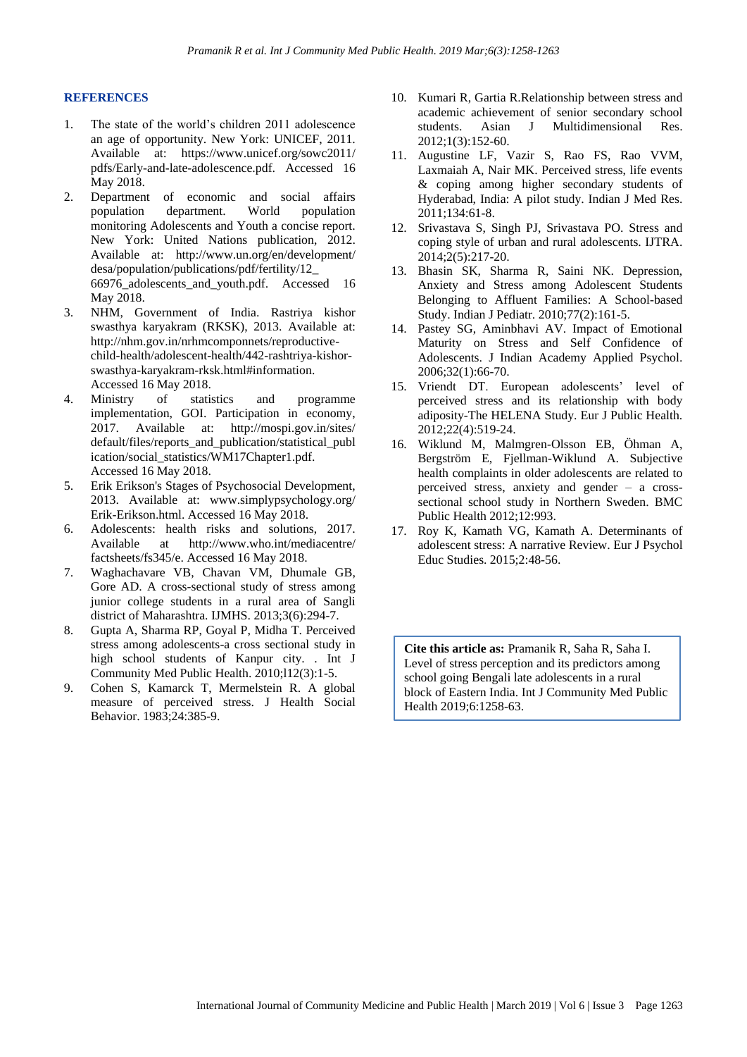## REFERENCES

1. The state of the world's children 2011 adolescence an age of opportunity. New York: UNICEF, 2011. Available at: https://www.unicef.org/sowc2011/pdfs/Early-and-late-adolescence.pdf. Accessed 16 May 2018.
2. Department of economic and social affairs population department. World population monitoring Adolescents and Youth a concise report. New York: United Nations publication, 2012. Available at: http://www.un.org/en/development/desa/population/publications/pdf/fertility/12_66976_adolescents_and_youth.pdf. Accessed 16 May 2018.
3. NHM, Government of India. Rastriya kishor swasthya karyakram (RKSK), 2013. Available at: http://nhm.gov.in/nrhmcomponnets/reproductive-child-health/adolescent-health/442-rashtriya-kishor-swasthya-karyakram-rksk.html#information. Accessed 16 May 2018.
4. Ministry of statistics and programme implementation, GOI. Participation in economy, 2017. Available at: http://mospi.gov.in/sites/default/files/reports_and_publication/statistical_publication/social_statistics/WM17Chapter1.pdf. Accessed 16 May 2018.
5. Erik Erikson's Stages of Psychosocial Development, 2013. Available at: www.simplypsychology.org/Erik-Erikson.html. Accessed 16 May 2018.
6. Adolescents: health risks and solutions, 2017. Available at http://www.who.int/mediacentre/factsheets/fs345/e. Accessed 16 May 2018.
7. Waghachavare VB, Chavan VM, Dhumale GB, Gore AD. A cross-sectional study of stress among junior college students in a rural area of Sangli district of Maharashtra. IJMHS. 2013;3(6):294-7.
8. Gupta A, Sharma RP, Goyal P, Midha T. Perceived stress among adolescents-a cross sectional study in high school students of Kanpur city. . Int J Community Med Public Health. 2010;l12(3):1-5.
9. Cohen S, Kamarck T, Mermelstein R. A global measure of perceived stress. J Health Social Behavior. 1983;24:385-9.
10. Kumari R, Gartia R.Relationship between stress and academic achievement of senior secondary school students. Asian J Multidimensional Res. 2012;1(3):152-60.
11. Augustine LF, Vazir S, Rao FS, Rao VVM, Laxmaiah A, Nair MK. Perceived stress, life events & coping among higher secondary students of Hyderabad, India: A pilot study. Indian J Med Res. 2011;134:61-8.
12. Srivastava S, Singh PJ, Srivastava PO. Stress and coping style of urban and rural adolescents. IJTRA. 2014;2(5):217-20.
13. Bhasin SK, Sharma R, Saini NK. Depression, Anxiety and Stress among Adolescent Students Belonging to Affluent Families: A School-based Study. Indian J Pediatr. 2010;77(2):161-5.
14. Pastey SG, Aminbhavi AV. Impact of Emotional Maturity on Stress and Self Confidence of Adolescents. J Indian Academy Applied Psychol. 2006;32(1):66-70.
15. Vriendt DT. European adolescents' level of perceived stress and its relationship with body adiposity-The HELENA Study. Eur J Public Health. 2012;22(4):519-24.
16. Wiklund M, Malmgren-Olsson EB, Öhman A, Bergström E, Fjellman-Wiklund A. Subjective health complaints in older adolescents are related to perceived stress, anxiety and gender – a cross-sectional school study in Northern Sweden. BMC Public Health 2012;12:993.
17. Roy K, Kamath VG, Kamath A. Determinants of adolescent stress: A narrative Review. Eur J Psychol Educ Studies. 2015;2:48-56.

**Cite this article as:** Pramanik R, Saha R, Saha I. Level of stress perception and its predictors among school going Bengali late adolescents in a rural block of Eastern India. Int J Community Med Public Health 2019;6:1258-63.